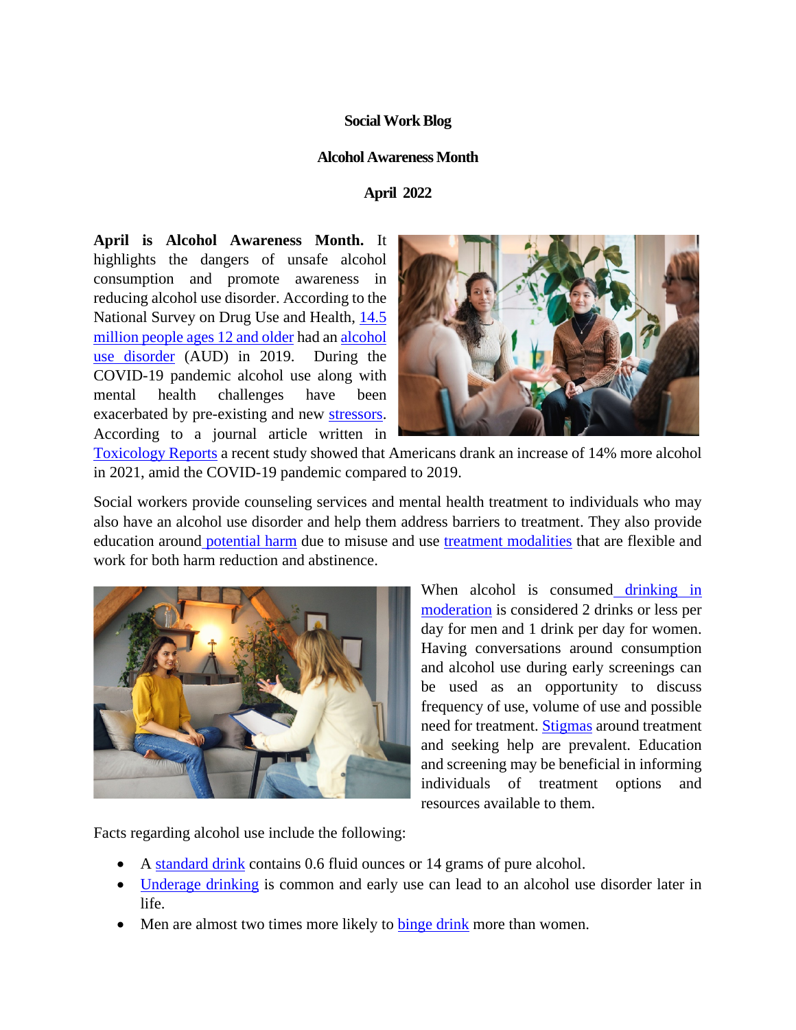**Social Work Blog**

**Alcohol Awareness Month**

**April 2022**

**April is Alcohol Awareness Month.** It highlights the dangers of unsafe alcohol consumption and promote awareness in reducing alcohol use disorder. According to the National Survey on Drug Use and Health, 14.5 million people ages 12 and older had an alcohol use disorder (AUD) in 2019. During the COVID-19 pandemic alcohol use along with mental health challenges have been exacerbated by pre-existing and new stressors. According to a journal article written in Toxicology Reports a recent study showed that Americans drank an increase of 14% more alcohol in 2021, amid the COVID-19 pandemic compared to 2019.

Social workers provide counseling services and mental health treatment to individuals who may also have an alcohol use disorder and help them address barriers to treatment. They also provide education around potential harm due to misuse and use treatment modalities that are flexible and work for both harm reduction and abstinence.

When alcohol is consumed drinking in moderation is considered 2 drinks or less per day for men and 1 drink per day for women. Having conversations around consumption and alcohol use during early screenings can be used as an opportunity to discuss frequency of use, volume of use and possible need for treatment. Stigmas around treatment and seeking help are prevalent. Education and screening may be beneficial in informing individuals of treatment options and resources available to them.

Facts regarding alcohol use include the following:

- A standard drink contains 0.6 fluid ounces or 14 grams of pure alcohol.
- Underage drinking is common and early use can lead to an alcohol use disorder later in life.
- Men are almost two times more likely to binge drink more than women.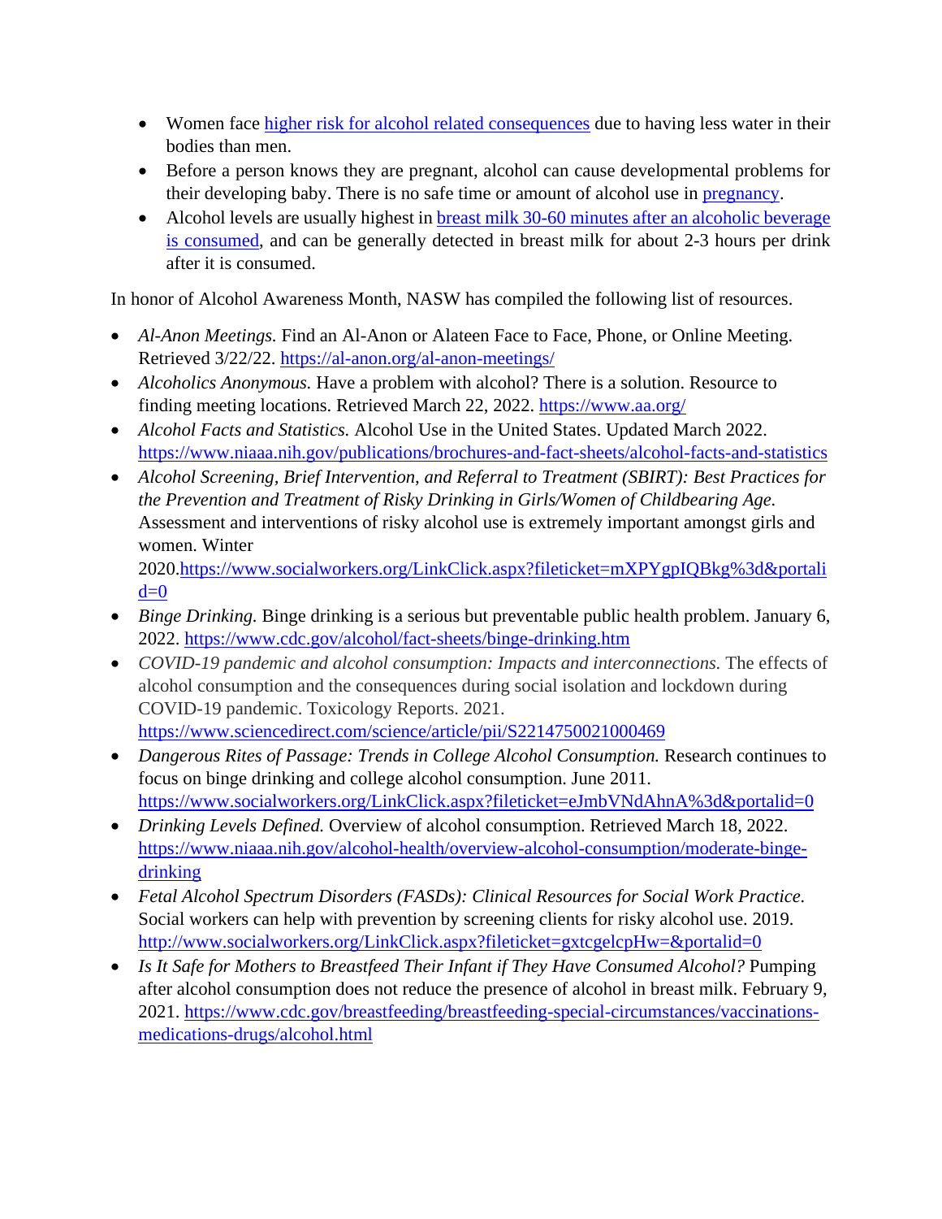- Women face [higher risk for alcohol related consequences]() due to having less water in their bodies than men.
- Before a person knows they are pregnant, alcohol can cause developmental problems for their developing baby. There is no safe time or amount of alcohol use in [pregnancy]().
- Alcohol levels are usually highest in [breast milk 30-60 minutes after an alcoholic beverage is consumed](), and can be generally detected in breast milk for about 2-3 hours per drink after it is consumed.

In honor of Alcohol Awareness Month, NASW has compiled the following list of resources.

- *Al-Anon Meetings.* Find an Al-Anon or Alateen Face to Face, Phone, or Online Meeting. Retrieved 3/22/22. https://al-anon.org/al-anon-meetings/
- *Alcoholics Anonymous.* Have a problem with alcohol? There is a solution. Resource to finding meeting locations. Retrieved March 22, 2022. https://www.aa.org/
- *Alcohol Facts and Statistics.* Alcohol Use in the United States. Updated March 2022. https://www.niaaa.nih.gov/publications/brochures-and-fact-sheets/alcohol-facts-and-statistics
- *Alcohol Screening, Brief Intervention, and Referral to Treatment (SBIRT): Best Practices for the Prevention and Treatment of Risky Drinking in Girls/Women of Childbearing Age.* Assessment and interventions of risky alcohol use is extremely important amongst girls and women. Winter 2020.https://www.socialworkers.org/LinkClick.aspx?fileticket=mXPYgpIQBkg%3d&portalid=0
- *Binge Drinking.* Binge drinking is a serious but preventable public health problem. January 6, 2022. https://www.cdc.gov/alcohol/fact-sheets/binge-drinking.htm
- *COVID-19 pandemic and alcohol consumption: Impacts and interconnections.* The effects of alcohol consumption and the consequences during social isolation and lockdown during COVID-19 pandemic. Toxicology Reports. 2021. https://www.sciencedirect.com/science/article/pii/S2214750021000469
- *Dangerous Rites of Passage: Trends in College Alcohol Consumption.* Research continues to focus on binge drinking and college alcohol consumption. June 2011. https://www.socialworkers.org/LinkClick.aspx?fileticket=eJmbVNdAhnA%3d&portalid=0
- *Drinking Levels Defined.* Overview of alcohol consumption. Retrieved March 18, 2022. https://www.niaaa.nih.gov/alcohol-health/overview-alcohol-consumption/moderate-binge-drinking
- *Fetal Alcohol Spectrum Disorders (FASDs): Clinical Resources for Social Work Practice.* Social workers can help with prevention by screening clients for risky alcohol use. 2019. http://www.socialworkers.org/LinkClick.aspx?fileticket=gxtcgelcpHw=&portalid=0
- *Is It Safe for Mothers to Breastfeed Their Infant if They Have Consumed Alcohol?* Pumping after alcohol consumption does not reduce the presence of alcohol in breast milk. February 9, 2021. https://www.cdc.gov/breastfeeding/breastfeeding-special-circumstances/vaccinations-medications-drugs/alcohol.html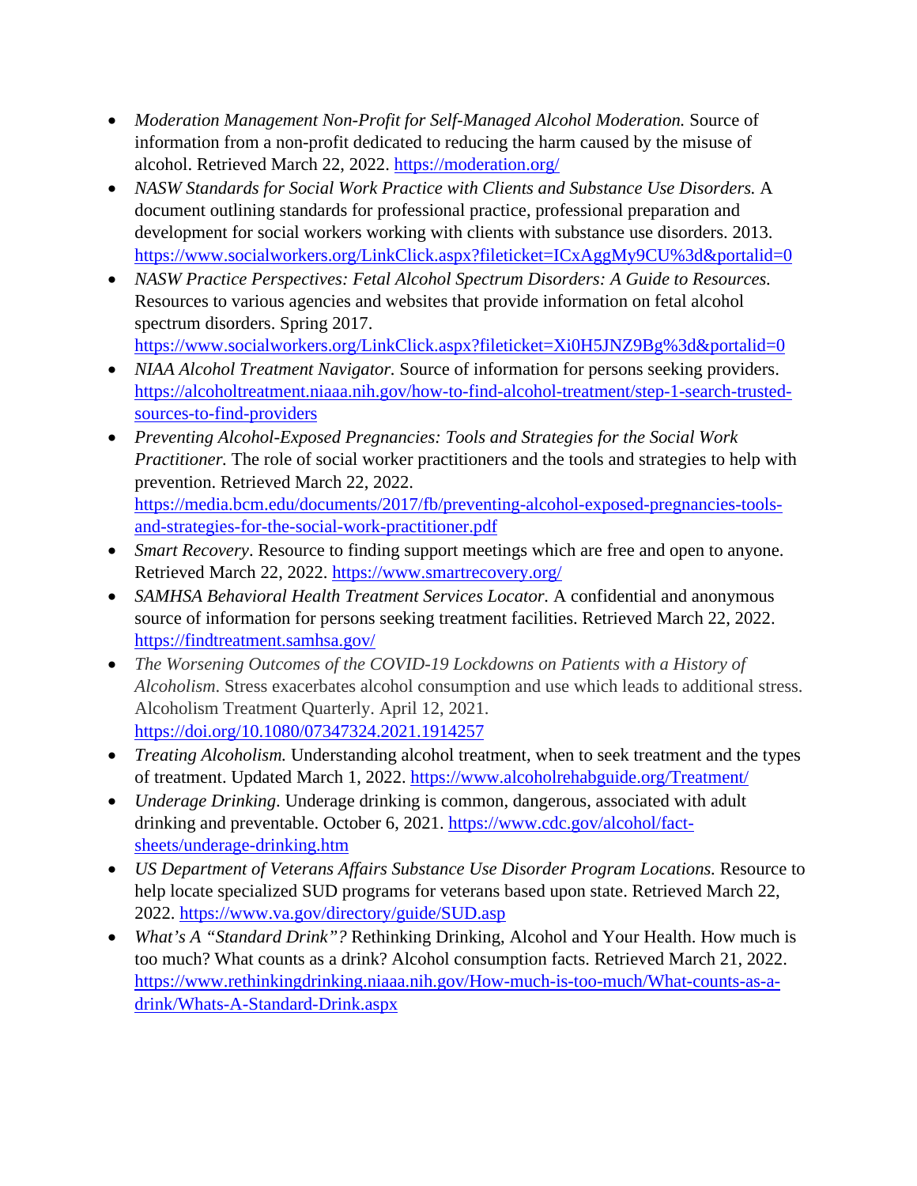- *Moderation Management Non-Profit for Self-Managed Alcohol Moderation.* Source of information from a non-profit dedicated to reducing the harm caused by the misuse of alcohol. Retrieved March 22, 2022. https://moderation.org/
- *NASW Standards for Social Work Practice with Clients and Substance Use Disorders.* A document outlining standards for professional practice, professional preparation and development for social workers working with clients with substance use disorders. 2013. https://www.socialworkers.org/LinkClick.aspx?fileticket=ICxAggMy9CU%3d&portalid=0
- *NASW Practice Perspectives: Fetal Alcohol Spectrum Disorders: A Guide to Resources.* Resources to various agencies and websites that provide information on fetal alcohol spectrum disorders. Spring 2017. https://www.socialworkers.org/LinkClick.aspx?fileticket=Xi0H5JNZ9Bg%3d&portalid=0
- *NIAA Alcohol Treatment Navigator.* Source of information for persons seeking providers. https://alcoholtreatment.niaaa.nih.gov/how-to-find-alcohol-treatment/step-1-search-trusted-sources-to-find-providers
- *Preventing Alcohol-Exposed Pregnancies: Tools and Strategies for the Social Work Practitioner.* The role of social worker practitioners and the tools and strategies to help with prevention. Retrieved March 22, 2022. https://media.bcm.edu/documents/2017/fb/preventing-alcohol-exposed-pregnancies-tools-and-strategies-for-the-social-work-practitioner.pdf
- *Smart Recovery*. Resource to finding support meetings which are free and open to anyone. Retrieved March 22, 2022. https://www.smartrecovery.org/
- *SAMHSA Behavioral Health Treatment Services Locator.* A confidential and anonymous source of information for persons seeking treatment facilities. Retrieved March 22, 2022. https://findtreatment.samhsa.gov/
- *The Worsening Outcomes of the COVID-19 Lockdowns on Patients with a History of Alcoholism*. Stress exacerbates alcohol consumption and use which leads to additional stress. Alcoholism Treatment Quarterly. April 12, 2021. https://doi.org/10.1080/07347324.2021.1914257
- *Treating Alcoholism.* Understanding alcohol treatment, when to seek treatment and the types of treatment. Updated March 1, 2022. https://www.alcoholrehabguide.org/Treatment/
- *Underage Drinking*. Underage drinking is common, dangerous, associated with adult drinking and preventable. October 6, 2021. https://www.cdc.gov/alcohol/fact-sheets/underage-drinking.htm
- *US Department of Veterans Affairs Substance Use Disorder Program Locations.* Resource to help locate specialized SUD programs for veterans based upon state. Retrieved March 22, 2022. https://www.va.gov/directory/guide/SUD.asp
- *What's A "Standard Drink"?* Rethinking Drinking, Alcohol and Your Health. How much is too much? What counts as a drink? Alcohol consumption facts. Retrieved March 21, 2022. https://www.rethinkingdrinking.niaaa.nih.gov/How-much-is-too-much/What-counts-as-a-drink/Whats-A-Standard-Drink.aspx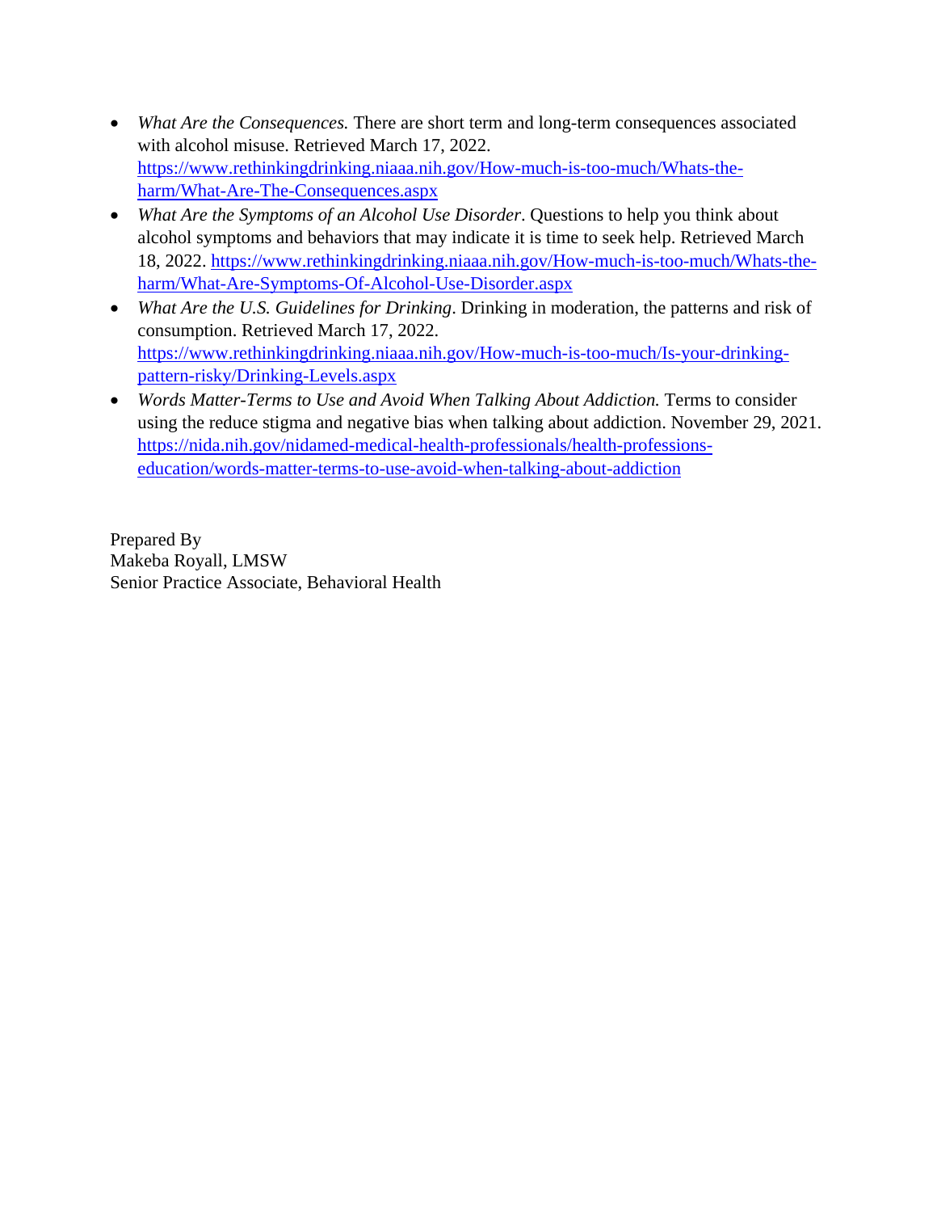- *What Are the Consequences.* There are short term and long-term consequences associated with alcohol misuse. Retrieved March 17, 2022. https://www.rethinkingdrinking.niaaa.nih.gov/How-much-is-too-much/Whats-the-harm/What-Are-The-Consequences.aspx
- *What Are the Symptoms of an Alcohol Use Disorder*. Questions to help you think about alcohol symptoms and behaviors that may indicate it is time to seek help. Retrieved March 18, 2022. https://www.rethinkingdrinking.niaaa.nih.gov/How-much-is-too-much/Whats-the-harm/What-Are-Symptoms-Of-Alcohol-Use-Disorder.aspx
- *What Are the U.S. Guidelines for Drinking*. Drinking in moderation, the patterns and risk of consumption. Retrieved March 17, 2022. https://www.rethinkingdrinking.niaaa.nih.gov/How-much-is-too-much/Is-your-drinking-pattern-risky/Drinking-Levels.aspx
- *Words Matter-Terms to Use and Avoid When Talking About Addiction.* Terms to consider using the reduce stigma and negative bias when talking about addiction. November 29, 2021. https://nida.nih.gov/nidamed-medical-health-professionals/health-professions-education/words-matter-terms-to-use-avoid-when-talking-about-addiction

Prepared By
Makeba Royall, LMSW
Senior Practice Associate, Behavioral Health